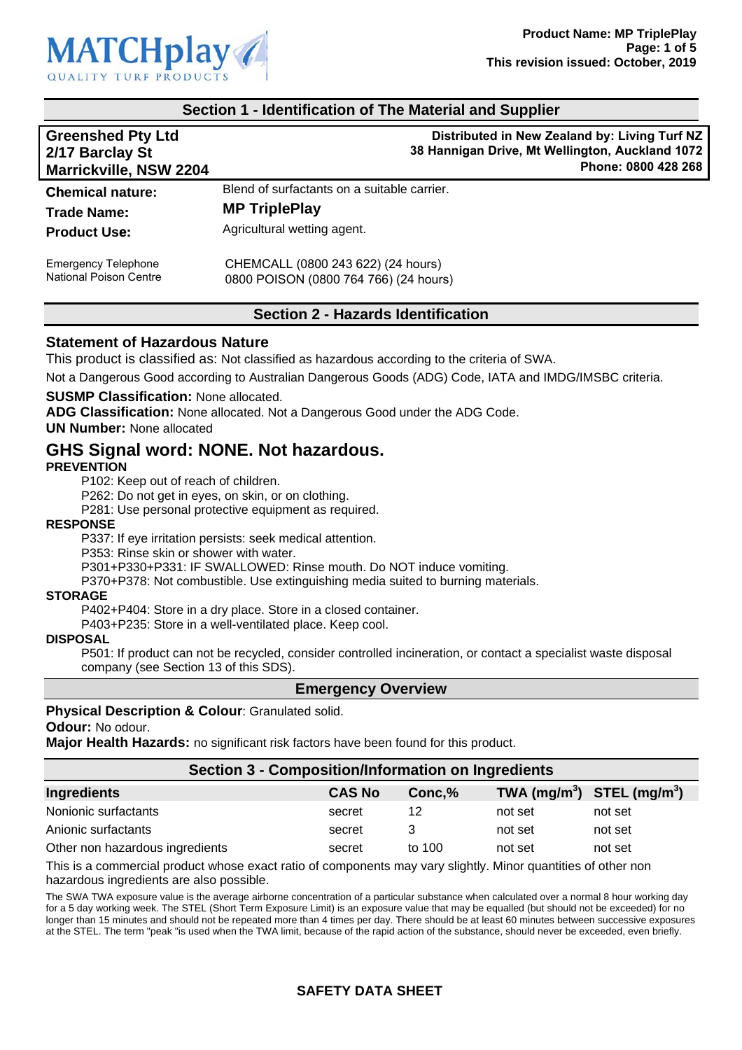## Section 1 - Identification of The Material and Supplier

**Greenshed Pty Ltd**
**2/17 Barclay St**
**Marrickville, NSW 2204**

**Distributed in New Zealand by: Living Turf NZ**
**38 Hannigan Drive, Mt Wellington, Auckland 1072**
**Phone: 0800 428 268**

**Chemical nature:** Blend of surfactants on a suitable carrier.

**Trade Name:** **MP TriplePlay**

**Product Use:** Agricultural wetting agent.

Emergency Telephone: CHEMCALL (0800 243 622) (24 hours)
National Poison Centre: 0800 POISON (0800 764 766) (24 hours)

## Section 2 - Hazards Identification

### Statement of Hazardous Nature

This product is classified as: Not classified as hazardous according to the criteria of SWA.

Not a Dangerous Good according to Australian Dangerous Goods (ADG) Code, IATA and IMDG/IMSBC criteria.

**SUSMP Classification:** None allocated.
**ADG Classification:** None allocated. Not a Dangerous Good under the ADG Code.
**UN Number:** None allocated

## GHS Signal word: NONE. Not hazardous.

**PREVENTION**

P102: Keep out of reach of children.
P262: Do not get in eyes, on skin, or on clothing.
P281: Use personal protective equipment as required.

**RESPONSE**

P337: If eye irritation persists: seek medical attention.
P353: Rinse skin or shower with water.
P301+P330+P331: IF SWALLOWED: Rinse mouth. Do NOT induce vomiting.
P370+P378: Not combustible. Use extinguishing media suited to burning materials.

**STORAGE**

P402+P404: Store in a dry place. Store in a closed container.
P403+P235: Store in a well-ventilated place. Keep cool.

**DISPOSAL**

P501: If product can not be recycled, consider controlled incineration, or contact a specialist waste disposal company (see Section 13 of this SDS).

## Emergency Overview

**Physical Description & Colour**: Granulated solid.
**Odour:** No odour.
**Major Health Hazards:** no significant risk factors have been found for this product.

## Section 3 - Composition/Information on Ingredients

| Ingredients | CAS No | Conc,% | TWA ($mg/m^3$) | STEL ($mg/m^3$) |
|---|---|---|---|---|
| Nonionic surfactants | secret | 12 | not set | not set |
| Anionic surfactants | secret | 3 | not set | not set |
| Other non hazardous ingredients | secret | to 100 | not set | not set |

This is a commercial product whose exact ratio of components may vary slightly. Minor quantities of other non hazardous ingredients are also possible.

The SWA TWA exposure value is the average airborne concentration of a particular substance when calculated over a normal 8 hour working day for a 5 day working week. The STEL (Short Term Exposure Limit) is an exposure value that may be equalled (but should not be exceeded) for no longer than 15 minutes and should not be repeated more than 4 times per day. There should be at least 60 minutes between successive exposures at the STEL. The term "peak "is used when the TWA limit, because of the rapid action of the substance, should never be exceeded, even briefly.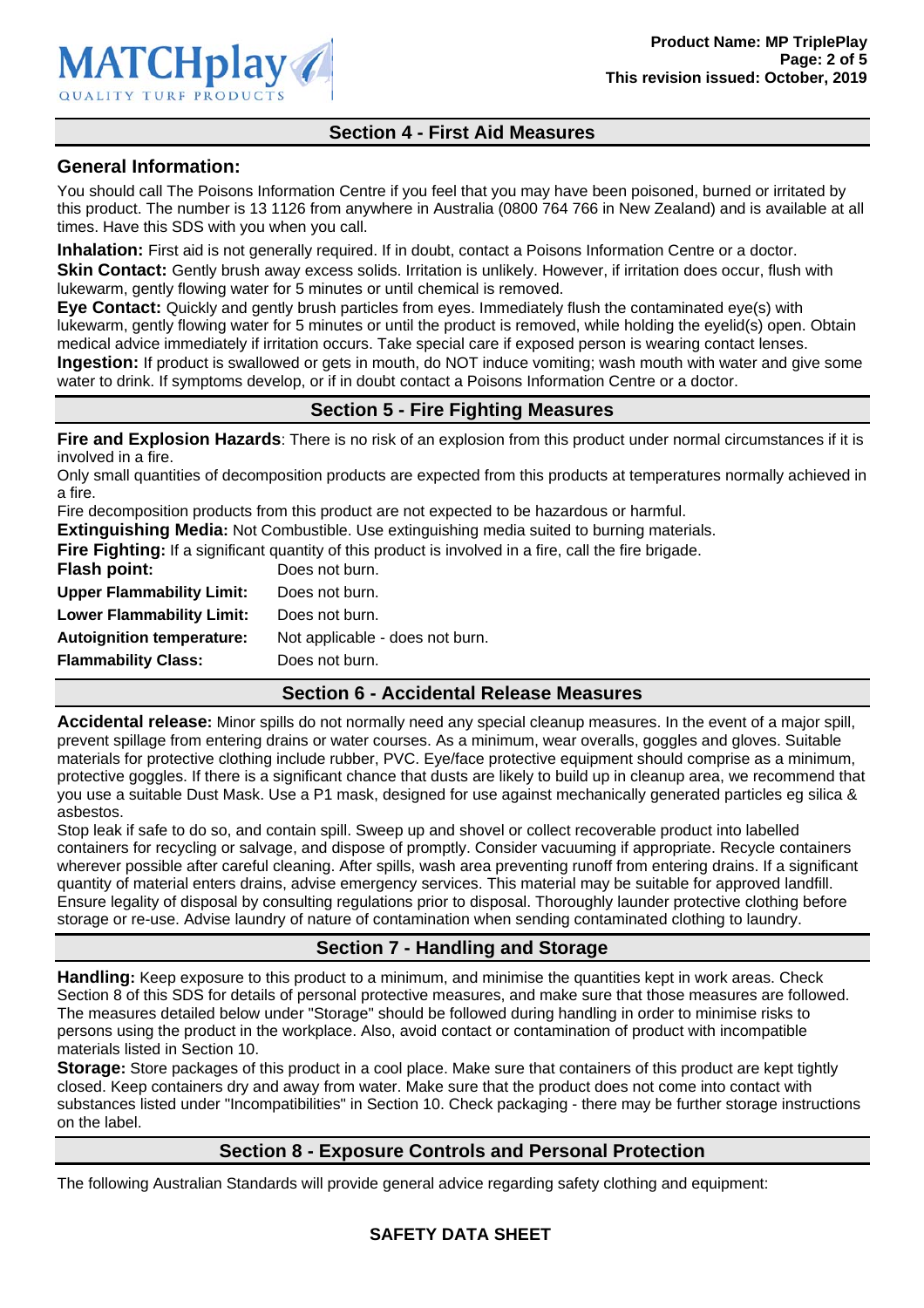## Section 4 - First Aid Measures

### General Information:

You should call The Poisons Information Centre if you feel that you may have been poisoned, burned or irritated by this product. The number is 13 1126 from anywhere in Australia (0800 764 766 in New Zealand) and is available at all times. Have this SDS with you when you call.

**Inhalation:** First aid is not generally required. If in doubt, contact a Poisons Information Centre or a doctor.
**Skin Contact:** Gently brush away excess solids. Irritation is unlikely. However, if irritation does occur, flush with lukewarm, gently flowing water for 5 minutes or until chemical is removed.
**Eye Contact:** Quickly and gently brush particles from eyes. Immediately flush the contaminated eye(s) with lukewarm, gently flowing water for 5 minutes or until the product is removed, while holding the eyelid(s) open. Obtain medical advice immediately if irritation occurs. Take special care if exposed person is wearing contact lenses.
**Ingestion:** If product is swallowed or gets in mouth, do NOT induce vomiting; wash mouth with water and give some water to drink. If symptoms develop, or if in doubt contact a Poisons Information Centre or a doctor.

## Section 5 - Fire Fighting Measures

**Fire and Explosion Hazards**: There is no risk of an explosion from this product under normal circumstances if it is involved in a fire.
Only small quantities of decomposition products are expected from this products at temperatures normally achieved in a fire.
Fire decomposition products from this product are not expected to be hazardous or harmful.
**Extinguishing Media:** Not Combustible. Use extinguishing media suited to burning materials.
**Fire Fighting:** If a significant quantity of this product is involved in a fire, call the fire brigade.

| | |
|---|---|
| **Flash point:** | Does not burn. |
| **Upper Flammability Limit:** | Does not burn. |
| **Lower Flammability Limit:** | Does not burn. |
| **Autoignition temperature:** | Not applicable - does not burn. |
| **Flammability Class:** | Does not burn. |

## Section 6 - Accidental Release Measures

**Accidental release:** Minor spills do not normally need any special cleanup measures. In the event of a major spill, prevent spillage from entering drains or water courses. As a minimum, wear overalls, goggles and gloves. Suitable materials for protective clothing include rubber, PVC. Eye/face protective equipment should comprise as a minimum, protective goggles. If there is a significant chance that dusts are likely to build up in cleanup area, we recommend that you use a suitable Dust Mask. Use a P1 mask, designed for use against mechanically generated particles eg silica & asbestos.
Stop leak if safe to do so, and contain spill. Sweep up and shovel or collect recoverable product into labelled containers for recycling or salvage, and dispose of promptly. Consider vacuuming if appropriate. Recycle containers wherever possible after careful cleaning. After spills, wash area preventing runoff from entering drains. If a significant quantity of material enters drains, advise emergency services. This material may be suitable for approved landfill. Ensure legality of disposal by consulting regulations prior to disposal. Thoroughly launder protective clothing before storage or re-use. Advise laundry of nature of contamination when sending contaminated clothing to laundry.

## Section 7 - Handling and Storage

**Handling:** Keep exposure to this product to a minimum, and minimise the quantities kept in work areas. Check Section 8 of this SDS for details of personal protective measures, and make sure that those measures are followed. The measures detailed below under "Storage" should be followed during handling in order to minimise risks to persons using the product in the workplace. Also, avoid contact or contamination of product with incompatible materials listed in Section 10.
**Storage:** Store packages of this product in a cool place. Make sure that containers of this product are kept tightly closed. Keep containers dry and away from water. Make sure that the product does not come into contact with substances listed under "Incompatibilities" in Section 10. Check packaging - there may be further storage instructions on the label.

## Section 8 - Exposure Controls and Personal Protection

The following Australian Standards will provide general advice regarding safety clothing and equipment: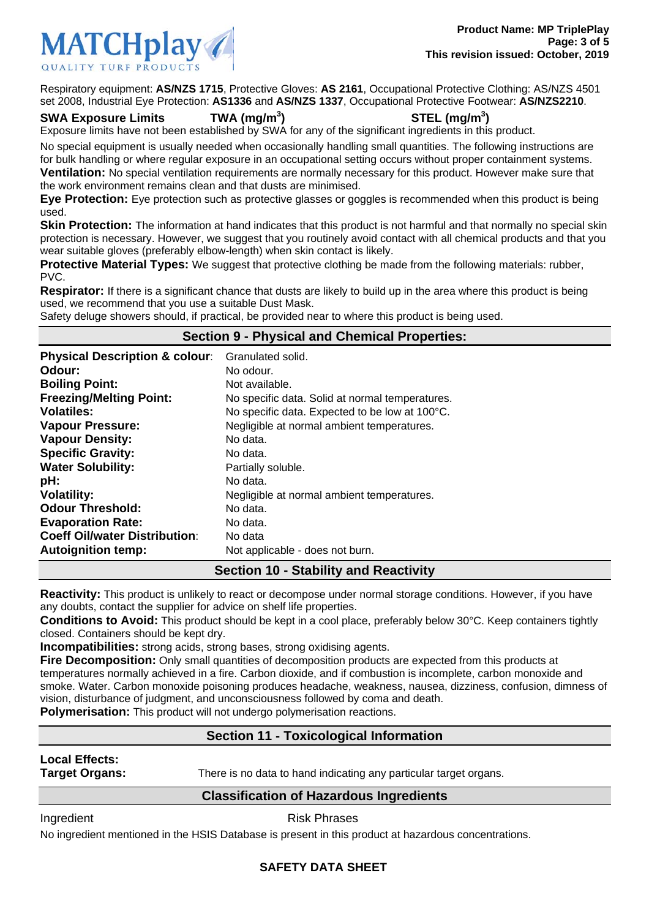Respiratory equipment: **AS/NZS 1715**, Protective Gloves: **AS 2161**, Occupational Protective Clothing: AS/NZS 4501 set 2008, Industrial Eye Protection: **AS1336** and **AS/NZS 1337**, Occupational Protective Footwear: **AS/NZS2210**.

| **SWA Exposure Limits** | **TWA ($mg/m^3$)** | **STEL ($mg/m^3$)** |
|---|---|---|

Exposure limits have not been established by SWA for any of the significant ingredients in this product.

No special equipment is usually needed when occasionally handling small quantities. The following instructions are for bulk handling or where regular exposure in an occupational setting occurs without proper containment systems.

**Ventilation:** No special ventilation requirements are normally necessary for this product. However make sure that the work environment remains clean and that dusts are minimised.

**Eye Protection:** Eye protection such as protective glasses or goggles is recommended when this product is being used.

**Skin Protection:** The information at hand indicates that this product is not harmful and that normally no special skin protection is necessary. However, we suggest that you routinely avoid contact with all chemical products and that you wear suitable gloves (preferably elbow-length) when skin contact is likely.

**Protective Material Types:** We suggest that protective clothing be made from the following materials: rubber, PVC.

**Respirator:** If there is a significant chance that dusts are likely to build up in the area where this product is being used, we recommend that you use a suitable Dust Mask.

Safety deluge showers should, if practical, be provided near to where this product is being used.

## Section 9 - Physical and Chemical Properties:

| | |
|---|---|
| **Physical Description & colour**: | Granulated solid. |
| **Odour:** | No odour. |
| **Boiling Point:** | Not available. |
| **Freezing/Melting Point:** | No specific data. Solid at normal temperatures. |
| **Volatiles:** | No specific data. Expected to be low at 100°C. |
| **Vapour Pressure:** | Negligible at normal ambient temperatures. |
| **Vapour Density:** | No data. |
| **Specific Gravity:** | No data. |
| **Water Solubility:** | Partially soluble. |
| **pH:** | No data. |
| **Volatility:** | Negligible at normal ambient temperatures. |
| **Odour Threshold:** | No data. |
| **Evaporation Rate:** | No data. |
| **Coeff Oil/water Distribution**: | No data |
| **Autoignition temp:** | Not applicable - does not burn. |

## Section 10 - Stability and Reactivity

**Reactivity:** This product is unlikely to react or decompose under normal storage conditions. However, if you have any doubts, contact the supplier for advice on shelf life properties.

**Conditions to Avoid:** This product should be kept in a cool place, preferably below 30°C. Keep containers tightly closed. Containers should be kept dry.

**Incompatibilities:** strong acids, strong bases, strong oxidising agents.

**Fire Decomposition:** Only small quantities of decomposition products are expected from this products at temperatures normally achieved in a fire. Carbon dioxide, and if combustion is incomplete, carbon monoxide and smoke. Water. Carbon monoxide poisoning produces headache, weakness, nausea, dizziness, confusion, dimness of vision, disturbance of judgment, and unconsciousness followed by coma and death.

**Polymerisation:** This product will not undergo polymerisation reactions.

## Section 11 - Toxicological Information

**Local Effects:**

**Target Organs:** There is no data to hand indicating any particular target organs.

## Classification of Hazardous Ingredients

| Ingredient | Risk Phrases |
|---|---|

No ingredient mentioned in the HSIS Database is present in this product at hazardous concentrations.

**SAFETY DATA SHEET**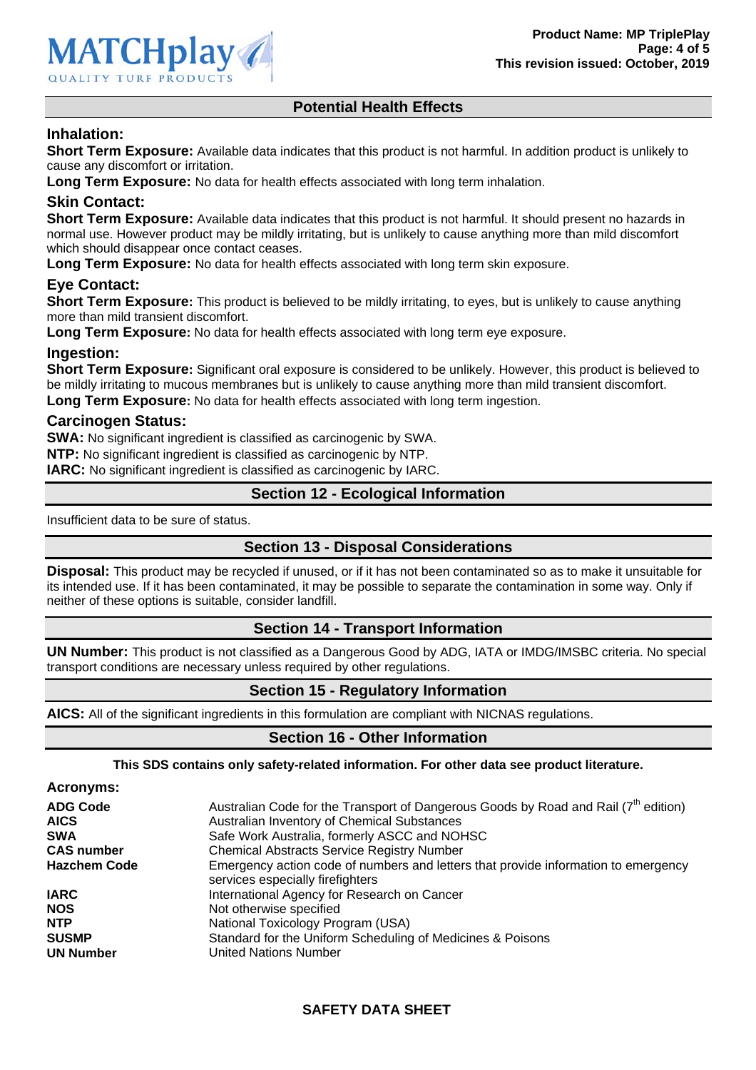## Potential Health Effects

### Inhalation:

**Short Term Exposure:** Available data indicates that this product is not harmful. In addition product is unlikely to cause any discomfort or irritation.

**Long Term Exposure:** No data for health effects associated with long term inhalation.

### Skin Contact:

**Short Term Exposure:** Available data indicates that this product is not harmful. It should present no hazards in normal use. However product may be mildly irritating, but is unlikely to cause anything more than mild discomfort which should disappear once contact ceases.

**Long Term Exposure:** No data for health effects associated with long term skin exposure.

### Eye Contact:

**Short Term Exposure:** This product is believed to be mildly irritating, to eyes, but is unlikely to cause anything more than mild transient discomfort.

**Long Term Exposure:** No data for health effects associated with long term eye exposure.

### Ingestion:

**Short Term Exposure:** Significant oral exposure is considered to be unlikely. However, this product is believed to be mildly irritating to mucous membranes but is unlikely to cause anything more than mild transient discomfort.

**Long Term Exposure:** No data for health effects associated with long term ingestion.

### Carcinogen Status:

**SWA:** No significant ingredient is classified as carcinogenic by SWA.
**NTP:** No significant ingredient is classified as carcinogenic by NTP.
**IARC:** No significant ingredient is classified as carcinogenic by IARC.

## Section 12 - Ecological Information

Insufficient data to be sure of status.

## Section 13 - Disposal Considerations

**Disposal:** This product may be recycled if unused, or if it has not been contaminated so as to make it unsuitable for its intended use. If it has been contaminated, it may be possible to separate the contamination in some way. Only if neither of these options is suitable, consider landfill.

## Section 14 - Transport Information

**UN Number:** This product is not classified as a Dangerous Good by ADG, IATA or IMDG/IMSBC criteria. No special transport conditions are necessary unless required by other regulations.

## Section 15 - Regulatory Information

**AICS:** All of the significant ingredients in this formulation are compliant with NICNAS regulations.

## Section 16 - Other Information

**This SDS contains only safety-related information. For other data see product literature.**

### Acronyms:

| | |
|---|---|
| **ADG Code** | Australian Code for the Transport of Dangerous Goods by Road and Rail (7th edition) |
| **AICS** | Australian Inventory of Chemical Substances |
| **SWA** | Safe Work Australia, formerly ASCC and NOHSC |
| **CAS number** | Chemical Abstracts Service Registry Number |
| **Hazchem Code** | Emergency action code of numbers and letters that provide information to emergency services especially firefighters |
| **IARC** | International Agency for Research on Cancer |
| **NOS** | Not otherwise specified |
| **NTP** | National Toxicology Program (USA) |
| **SUSMP** | Standard for the Uniform Scheduling of Medicines & Poisons |
| **UN Number** | United Nations Number |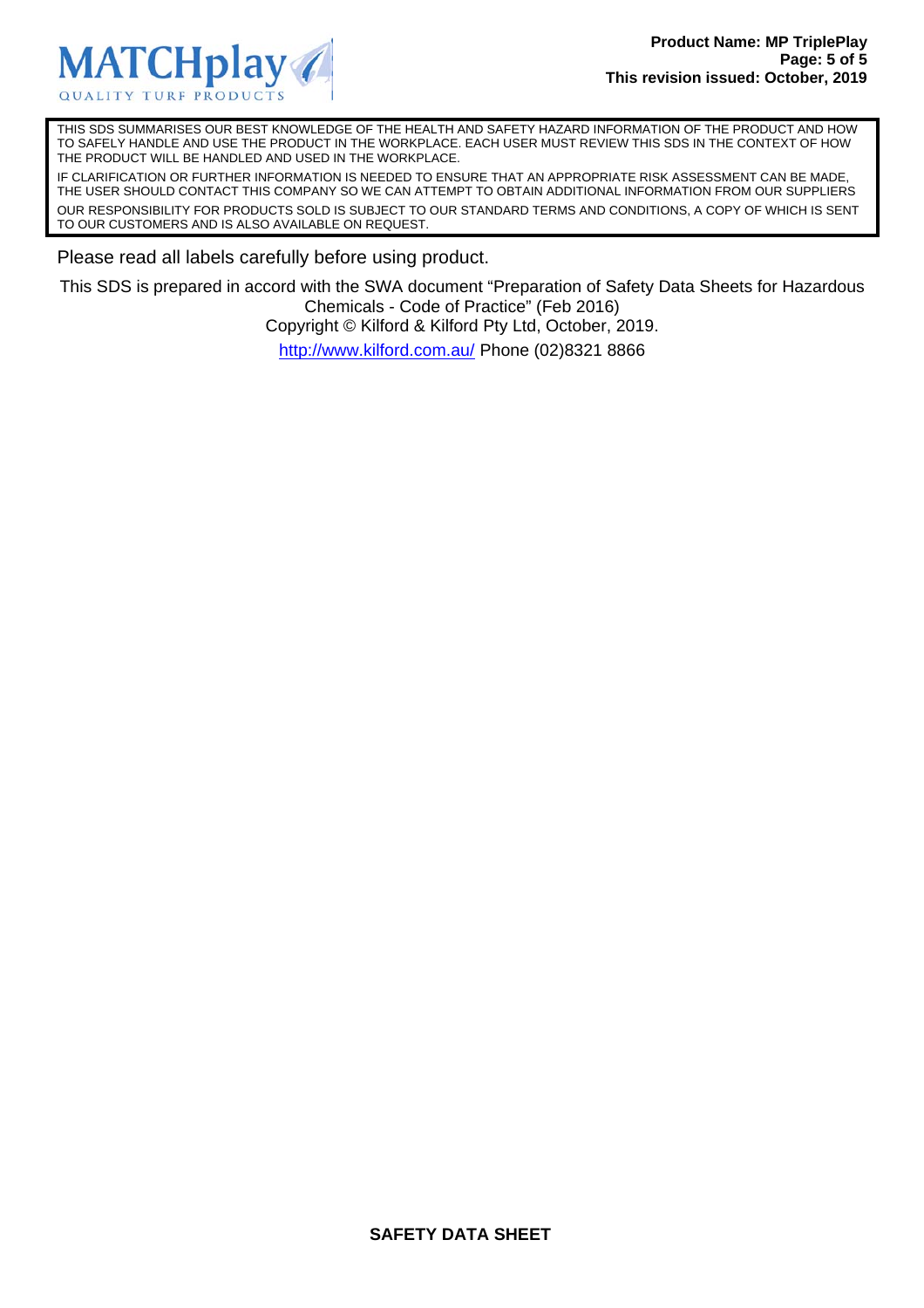THIS SDS SUMMARISES OUR BEST KNOWLEDGE OF THE HEALTH AND SAFETY HAZARD INFORMATION OF THE PRODUCT AND HOW TO SAFELY HANDLE AND USE THE PRODUCT IN THE WORKPLACE. EACH USER MUST REVIEW THIS SDS IN THE CONTEXT OF HOW THE PRODUCT WILL BE HANDLED AND USED IN THE WORKPLACE.

IF CLARIFICATION OR FURTHER INFORMATION IS NEEDED TO ENSURE THAT AN APPROPRIATE RISK ASSESSMENT CAN BE MADE, THE USER SHOULD CONTACT THIS COMPANY SO WE CAN ATTEMPT TO OBTAIN ADDITIONAL INFORMATION FROM OUR SUPPLIERS

OUR RESPONSIBILITY FOR PRODUCTS SOLD IS SUBJECT TO OUR STANDARD TERMS AND CONDITIONS, A COPY OF WHICH IS SENT TO OUR CUSTOMERS AND IS ALSO AVAILABLE ON REQUEST.

Please read all labels carefully before using product.

This SDS is prepared in accord with the SWA document "Preparation of Safety Data Sheets for Hazardous Chemicals - Code of Practice" (Feb 2016)
Copyright © Kilford & Kilford Pty Ltd, October, 2019.
http://www.kilford.com.au/ Phone (02)8321 8866